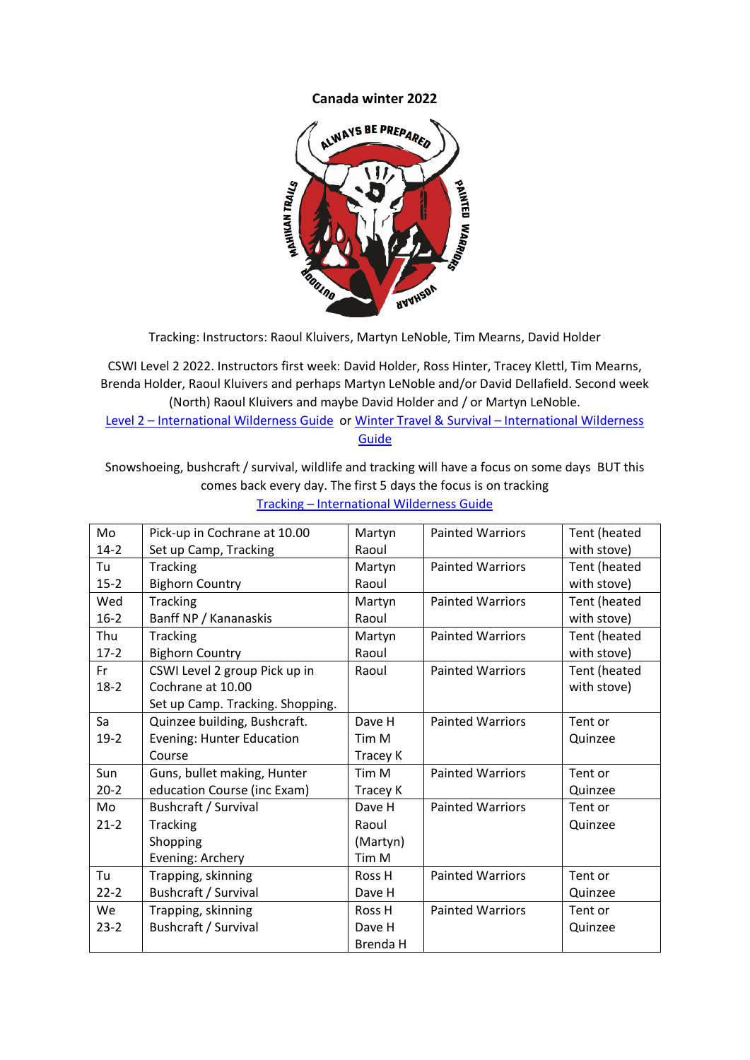**Canada winter 2022**

Tracking: Instructors: Raoul Kluivers, Martyn LeNoble, Tim Mearns, David Holder

CSWI Level 2 2022. Instructors first week: David Holder, Ross Hinter, Tracey Klettl, Tim Mearns, Brenda Holder, Raoul Kluivers and perhaps Martyn LeNoble and/or David Dellafield. Second week (North) Raoul Kluivers and maybe David Holder and / or Martyn LeNoble.

Level 2 – International Wilderness Guide or Winter Travel & Survival – International Wilderness Guide

Snowshoeing, bushcraft / survival, wildlife and tracking will have a focus on some days BUT this comes back every day. The first 5 days the focus is on tracking

Tracking – International Wilderness Guide

| Day | Activity | Instructors | Location | Accommodation |
|---|---|---|---|---|
| Mo 14-2 | Pick-up in Cochrane at 10.00<br>Set up Camp, Tracking | Martyn<br>Raoul | Painted Warriors | Tent (heated with stove) |
| Tu 15-2 | Tracking<br>Bighorn Country | Martyn<br>Raoul | Painted Warriors | Tent (heated with stove) |
| Wed 16-2 | Tracking<br>Banff NP / Kananaskis | Martyn<br>Raoul | Painted Warriors | Tent (heated with stove) |
| Thu 17-2 | Tracking<br>Bighorn Country | Martyn<br>Raoul | Painted Warriors | Tent (heated with stove) |
| Fr 18-2 | CSWI Level 2 group Pick up in Cochrane at 10.00<br>Set up Camp. Tracking. Shopping. | Raoul | Painted Warriors | Tent (heated with stove) |
| Sa 19-2 | Quinzee building, Bushcraft.<br>Evening: Hunter Education Course | Dave H<br>Tim M<br>Tracey K | Painted Warriors | Tent or Quinzee |
| Sun 20-2 | Guns, bullet making, Hunter education Course (inc Exam) | Tim M<br>Tracey K | Painted Warriors | Tent or Quinzee |
| Mo 21-2 | Bushcraft / Survival<br>Tracking<br>Shopping<br>Evening: Archery | Dave H<br>Raoul<br>(Martyn)<br>Tim M | Painted Warriors | Tent or Quinzee |
| Tu 22-2 | Trapping, skinning<br>Bushcraft / Survival | Ross H<br>Dave H | Painted Warriors | Tent or Quinzee |
| We 23-2 | Trapping, skinning<br>Bushcraft / Survival | Ross H<br>Dave H<br>Brenda H | Painted Warriors | Tent or Quinzee |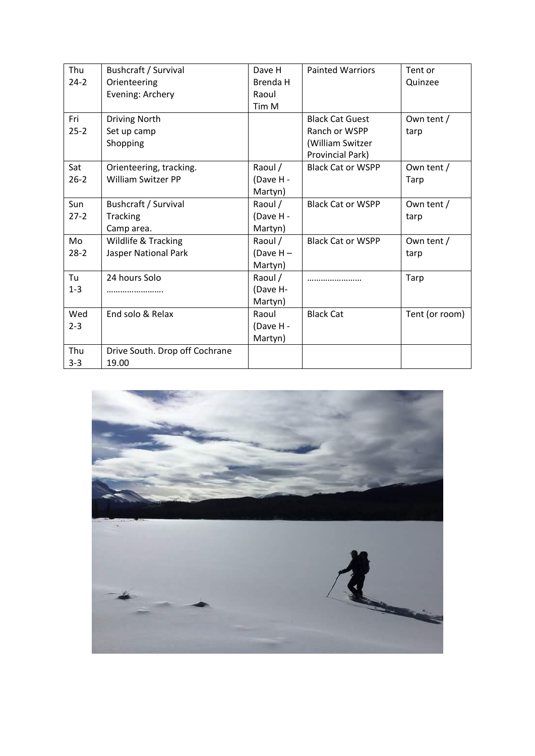| | | | | |
|---|---|---|---|---|
| Thu 24-2 | Bushcraft / Survival<br>Orienteering<br>Evening: Archery | Dave H<br>Brenda H<br>Raoul<br>Tim M | Painted Warriors | Tent or Quinzee |
| Fri 25-2 | Driving North<br>Set up camp<br>Shopping | | Black Cat Guest Ranch or WSPP (William Switzer Provincial Park) | Own tent / tarp |
| Sat 26-2 | Orienteering, tracking.<br>William Switzer PP | Raoul / (Dave H - Martyn) | Black Cat or WSPP | Own tent / Tarp |
| Sun 27-2 | Bushcraft / Survival<br>Tracking<br>Camp area. | Raoul / (Dave H - Martyn) | Black Cat or WSPP | Own tent / tarp |
| Mo 28-2 | Wildlife & Tracking<br>Jasper National Park | Raoul / (Dave H – Martyn) | Black Cat or WSPP | Own tent / tarp |
| Tu 1-3 | 24 hours Solo<br>…………………… | Raoul / (Dave H- Martyn) | …………………… | Tarp |
| Wed 2-3 | End solo & Relax | Raoul (Dave H - Martyn) | Black Cat | Tent (or room) |
| Thu 3-3 | Drive South. Drop off Cochrane 19.00 | | | |